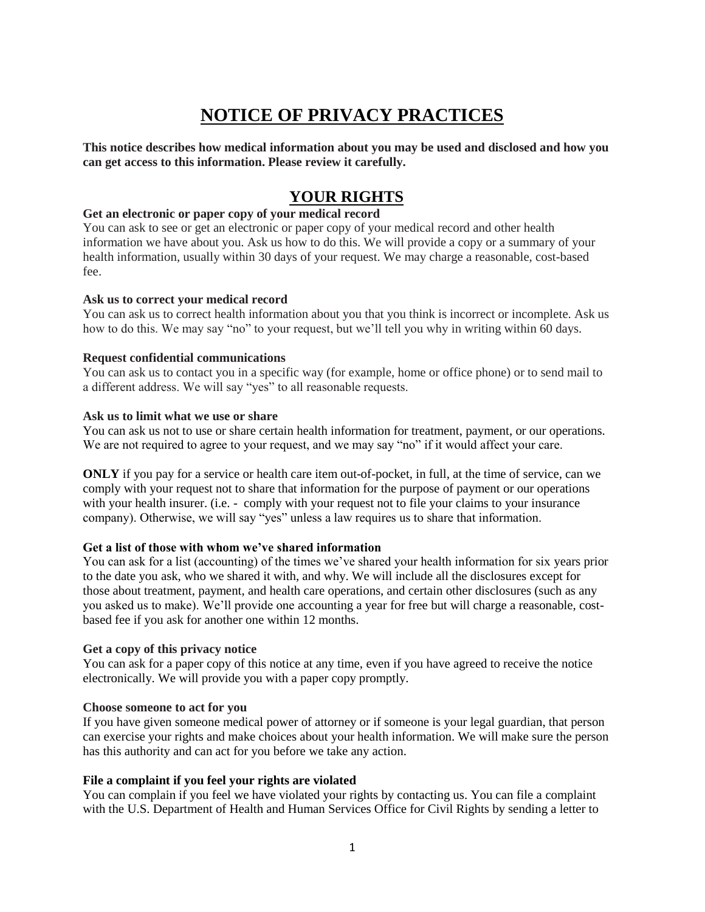# NOTICE OF PRIVACY PRACTICES

**This notice describes how medical information about you may be used and disclosed and how you can get access to this information. Please review it carefully.**

## YOUR RIGHTS

**Get an electronic or paper copy of your medical record**
You can ask to see or get an electronic or paper copy of your medical record and other health information we have about you. Ask us how to do this. We will provide a copy or a summary of your health information, usually within 30 days of your request. We may charge a reasonable, cost-based fee.

**Ask us to correct your medical record**
You can ask us to correct health information about you that you think is incorrect or incomplete. Ask us how to do this. We may say "no" to your request, but we'll tell you why in writing within 60 days.

**Request confidential communications**
You can ask us to contact you in a specific way (for example, home or office phone) or to send mail to a different address. We will say "yes" to all reasonable requests.

**Ask us to limit what we use or share**
You can ask us not to use or share certain health information for treatment, payment, or our operations. We are not required to agree to your request, and we may say "no" if it would affect your care.

**ONLY** if you pay for a service or health care item out-of-pocket, in full, at the time of service, can we comply with your request not to share that information for the purpose of payment or our operations with your health insurer. (i.e. - comply with your request not to file your claims to your insurance company). Otherwise, we will say "yes" unless a law requires us to share that information.

**Get a list of those with whom we've shared information**
You can ask for a list (accounting) of the times we've shared your health information for six years prior to the date you ask, who we shared it with, and why. We will include all the disclosures except for those about treatment, payment, and health care operations, and certain other disclosures (such as any you asked us to make). We'll provide one accounting a year for free but will charge a reasonable, cost-based fee if you ask for another one within 12 months.

**Get a copy of this privacy notice**
You can ask for a paper copy of this notice at any time, even if you have agreed to receive the notice electronically. We will provide you with a paper copy promptly.

**Choose someone to act for you**
If you have given someone medical power of attorney or if someone is your legal guardian, that person can exercise your rights and make choices about your health information. We will make sure the person has this authority and can act for you before we take any action.

**File a complaint if you feel your rights are violated**
You can complain if you feel we have violated your rights by contacting us. You can file a complaint with the U.S. Department of Health and Human Services Office for Civil Rights by sending a letter to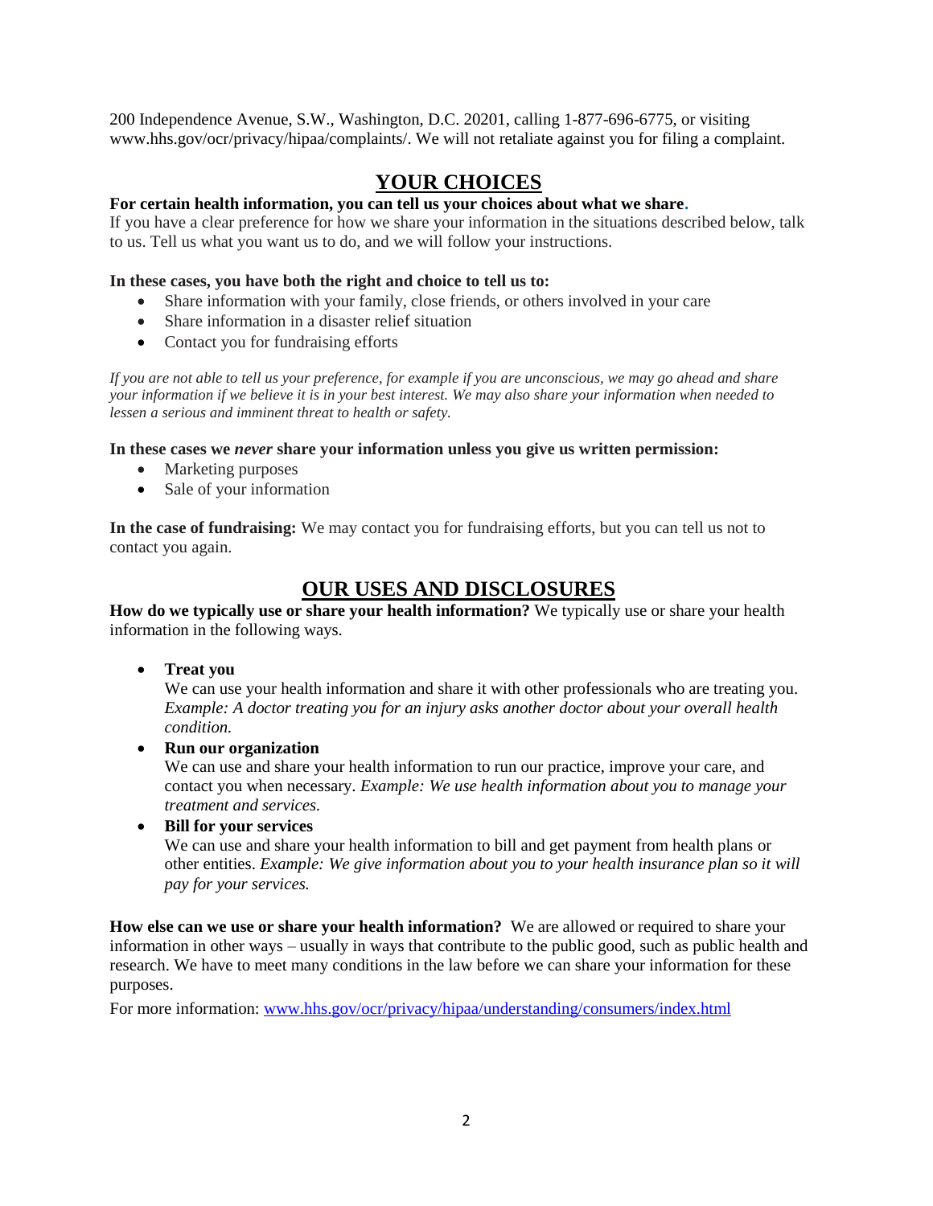200 Independence Avenue, S.W., Washington, D.C. 20201, calling 1-877-696-6775, or visiting www.hhs.gov/ocr/privacy/hipaa/complaints/. We will not retaliate against you for filing a complaint.

## YOUR CHOICES

**For certain health information, you can tell us your choices about what we share.**

If you have a clear preference for how we share your information in the situations described below, talk to us. Tell us what you want us to do, and we will follow your instructions.

**In these cases, you have both the right and choice to tell us to:**

- Share information with your family, close friends, or others involved in your care
- Share information in a disaster relief situation
- Contact you for fundraising efforts

*If you are not able to tell us your preference, for example if you are unconscious, we may go ahead and share your information if we believe it is in your best interest. We may also share your information when needed to lessen a serious and imminent threat to health or safety.*

**In these cases we *never* share your information unless you give us written permission:**

- Marketing purposes
- Sale of your information

**In the case of fundraising:** We may contact you for fundraising efforts, but you can tell us not to contact you again.

## OUR USES AND DISCLOSURES

**How do we typically use or share your health information?** We typically use or share your health information in the following ways.

- **Treat you**
  We can use your health information and share it with other professionals who are treating you. *Example: A doctor treating you for an injury asks another doctor about your overall health condition.*
- **Run our organization**
  We can use and share your health information to run our practice, improve your care, and contact you when necessary. *Example: We use health information about you to manage your treatment and services.*
- **Bill for your services**
  We can use and share your health information to bill and get payment from health plans or other entities. *Example: We give information about you to your health insurance plan so it will pay for your services.*

**How else can we use or share your health information?** We are allowed or required to share your information in other ways – usually in ways that contribute to the public good, such as public health and research. We have to meet many conditions in the law before we can share your information for these purposes.

For more information: [www.hhs.gov/ocr/privacy/hipaa/understanding/consumers/index.html](www.hhs.gov/ocr/privacy/hipaa/understanding/consumers/index.html)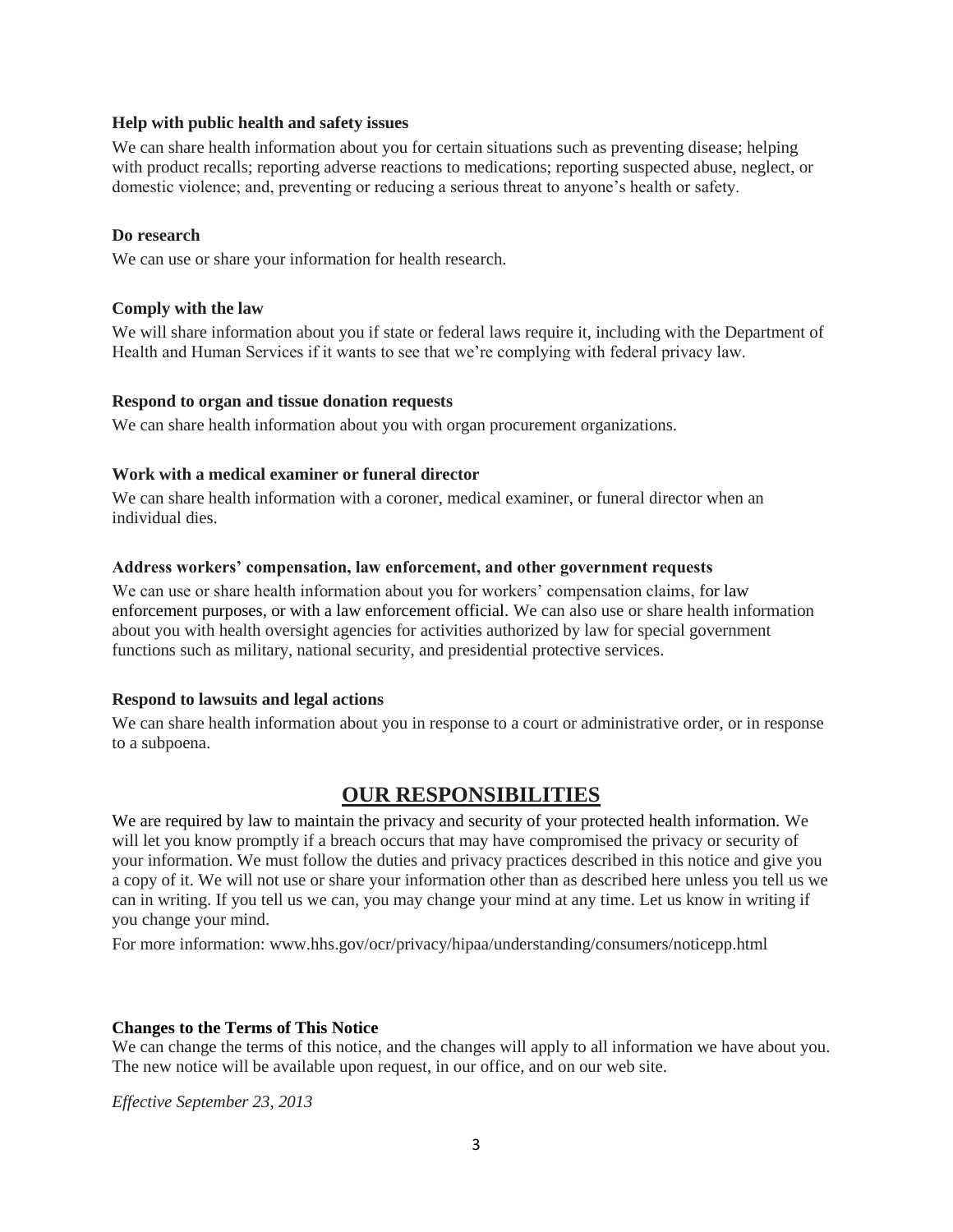### Help with public health and safety issues

We can share health information about you for certain situations such as preventing disease; helping with product recalls; reporting adverse reactions to medications; reporting suspected abuse, neglect, or domestic violence; and, preventing or reducing a serious threat to anyone's health or safety.

### Do research

We can use or share your information for health research.

### Comply with the law

We will share information about you if state or federal laws require it, including with the Department of Health and Human Services if it wants to see that we're complying with federal privacy law.

### Respond to organ and tissue donation requests

We can share health information about you with organ procurement organizations.

### Work with a medical examiner or funeral director

We can share health information with a coroner, medical examiner, or funeral director when an individual dies.

### Address workers' compensation, law enforcement, and other government requests

We can use or share health information about you for workers' compensation claims, for law enforcement purposes, or with a law enforcement official. We can also use or share health information about you with health oversight agencies for activities authorized by law for special government functions such as military, national security, and presidential protective services.

### Respond to lawsuits and legal actions

We can share health information about you in response to a court or administrative order, or in response to a subpoena.

## OUR RESPONSIBILITIES

We are required by law to maintain the privacy and security of your protected health information. We will let you know promptly if a breach occurs that may have compromised the privacy or security of your information. We must follow the duties and privacy practices described in this notice and give you a copy of it. We will not use or share your information other than as described here unless you tell us we can in writing. If you tell us we can, you may change your mind at any time. Let us know in writing if you change your mind.

For more information: www.hhs.gov/ocr/privacy/hipaa/understanding/consumers/noticepp.html

### Changes to the Terms of This Notice

We can change the terms of this notice, and the changes will apply to all information we have about you. The new notice will be available upon request, in our office, and on our web site.

*Effective September 23, 2013*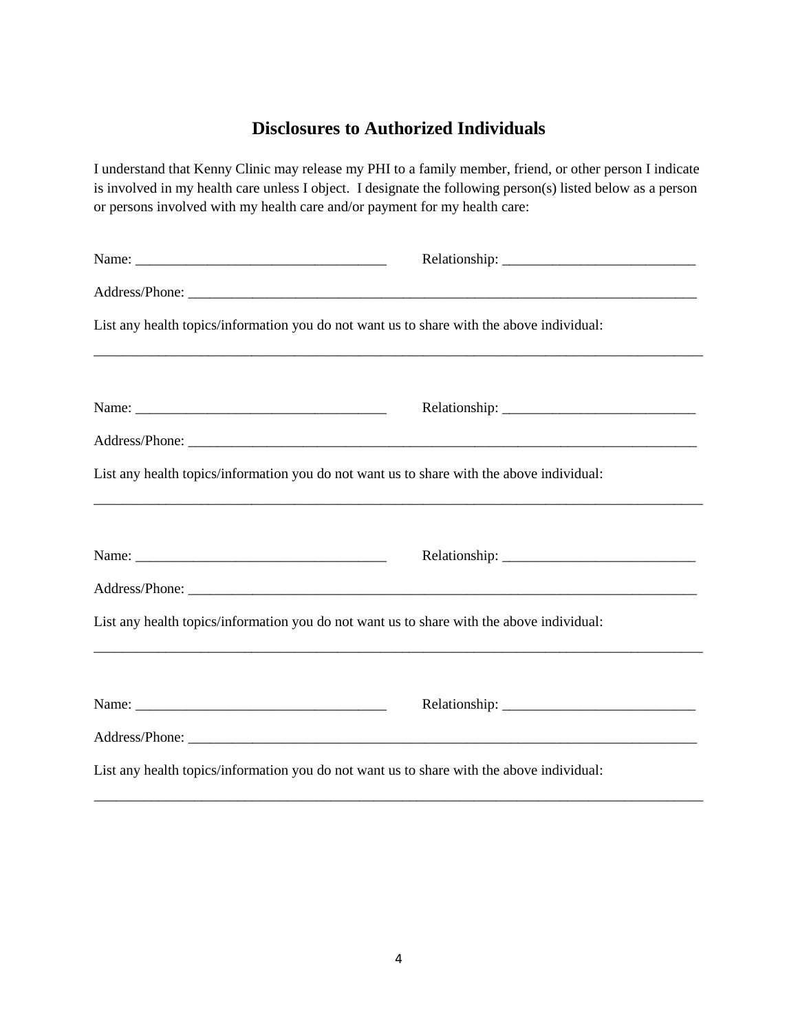## Disclosures to Authorized Individuals

I understand that Kenny Clinic may release my PHI to a family member, friend, or other person I indicate is involved in my health care unless I object. I designate the following person(s) listed below as a person or persons involved with my health care and/or payment for my health care:

Name: ___________________________________ Relationship: ___________________________

Address/Phone: ___________________________________________________________________________

List any health topics/information you do not want us to share with the above individual:

_____________________________________________________________________________________________

Name: ___________________________________ Relationship: ___________________________

Address/Phone: ___________________________________________________________________________

List any health topics/information you do not want us to share with the above individual:

_____________________________________________________________________________________________

Name: ___________________________________ Relationship: ___________________________

Address/Phone: ___________________________________________________________________________

List any health topics/information you do not want us to share with the above individual:

_____________________________________________________________________________________________

Name: ___________________________________ Relationship: ___________________________

Address/Phone: ___________________________________________________________________________

List any health topics/information you do not want us to share with the above individual:

_____________________________________________________________________________________________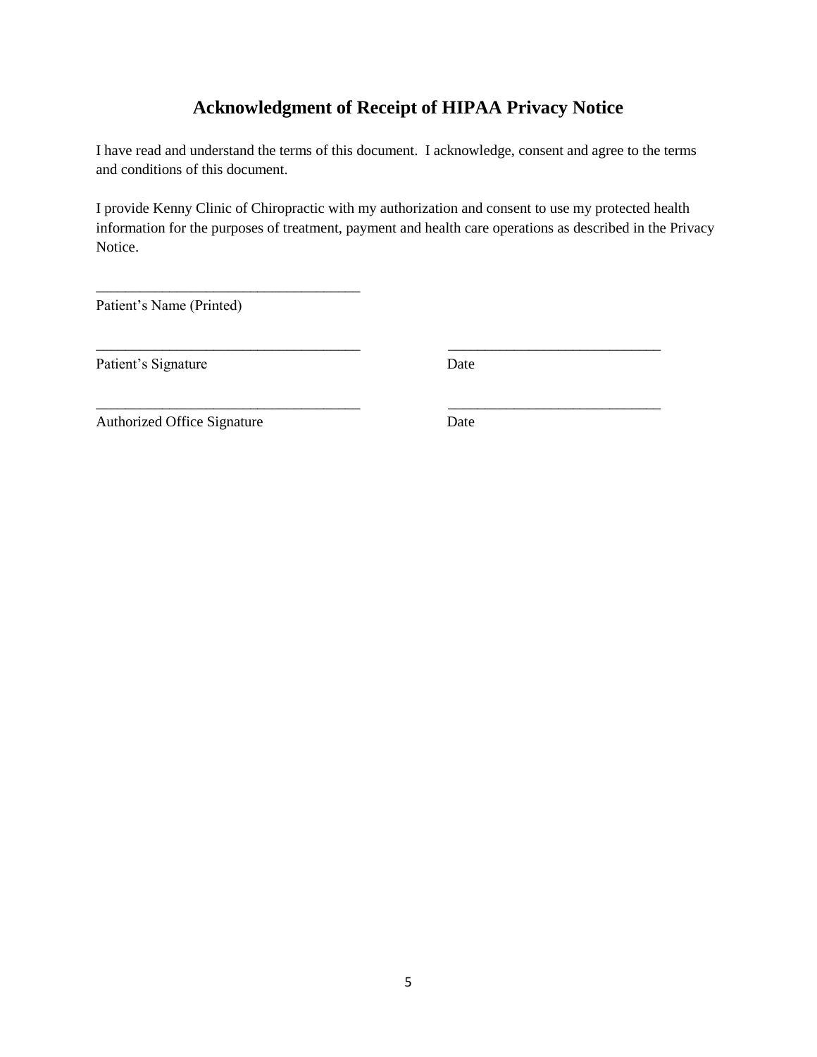## Acknowledgment of Receipt of HIPAA Privacy Notice

I have read and understand the terms of this document. I acknowledge, consent and agree to the terms and conditions of this document.

I provide Kenny Clinic of Chiropractic with my authorization and consent to use my protected health information for the purposes of treatment, payment and health care operations as described in the Privacy Notice.

____________________________________
Patient's Name (Printed)

____________________________________ ____________________________
Patient's Signature Date

____________________________________ ____________________________
Authorized Office Signature Date